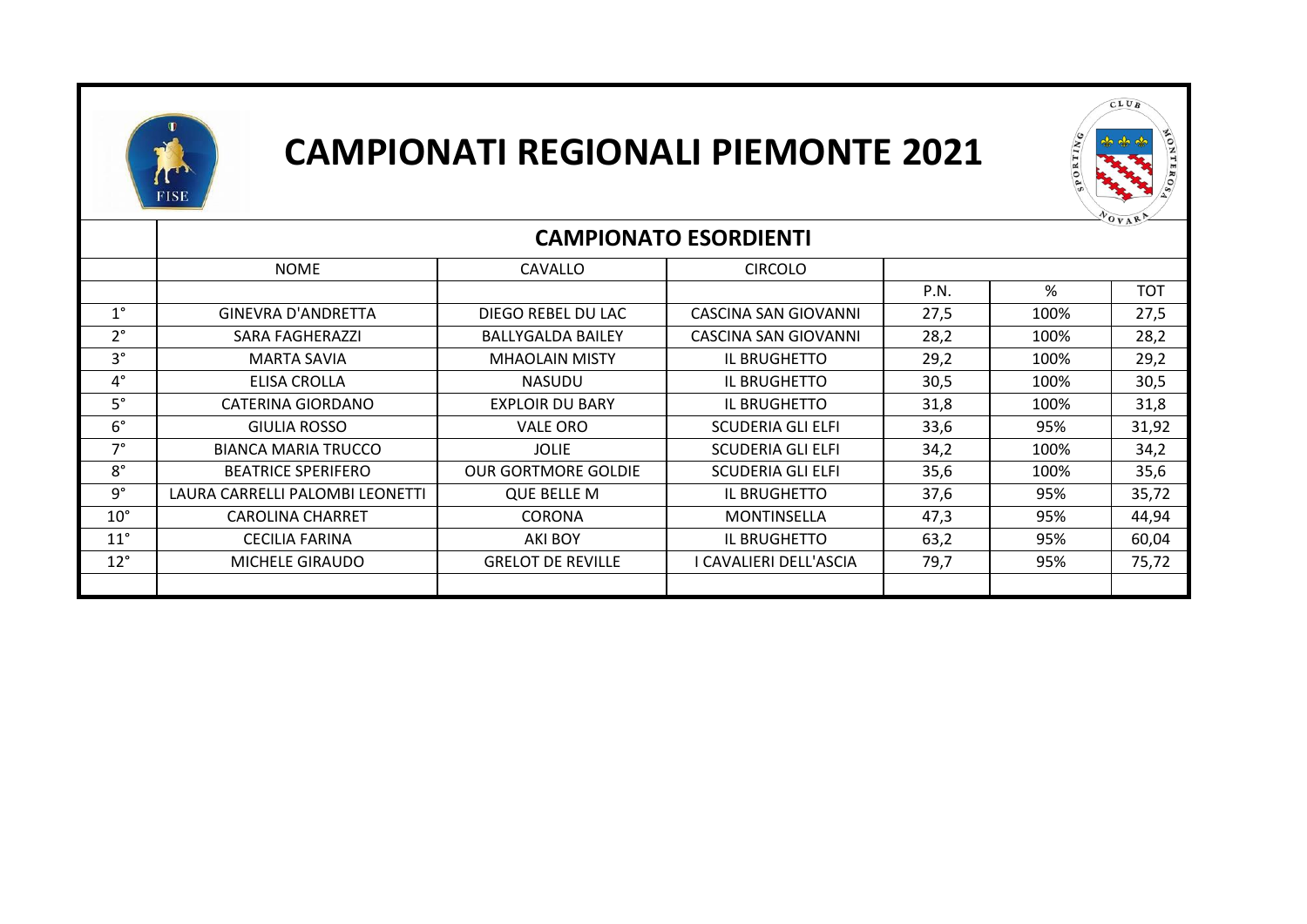# CAMPIONATI REGIONALI PIEMONTE 2021

## CAMPIONATO ESORDIENTI

| | NOME | CAVALLO | CIRCOLO | | | |
|---|---|---|---|---|---|---|
| | | | | P.N. | % | TOT |
| 1° | GINEVRA D'ANDRETTA | DIEGO REBEL DU LAC | CASCINA SAN GIOVANNI | 27,5 | 100% | 27,5 |
| 2° | SARA FAGHERAZZI | BALLYGALDA BAILEY | CASCINA SAN GIOVANNI | 28,2 | 100% | 28,2 |
| 3° | MARTA SAVIA | MHAOLAIN MISTY | IL BRUGHETTO | 29,2 | 100% | 29,2 |
| 4° | ELISA CROLLA | NASUDU | IL BRUGHETTO | 30,5 | 100% | 30,5 |
| 5° | CATERINA GIORDANO | EXPLOIR DU BARY | IL BRUGHETTO | 31,8 | 100% | 31,8 |
| 6° | GIULIA ROSSO | VALE ORO | SCUDERIA GLI ELFI | 33,6 | 95% | 31,92 |
| 7° | BIANCA MARIA TRUCCO | JOLIE | SCUDERIA GLI ELFI | 34,2 | 100% | 34,2 |
| 8° | BEATRICE SPERIFERO | OUR GORTMORE GOLDIE | SCUDERIA GLI ELFI | 35,6 | 100% | 35,6 |
| 9° | LAURA CARRELLI PALOMBI LEONETTI | QUE BELLE M | IL BRUGHETTO | 37,6 | 95% | 35,72 |
| 10° | CAROLINA CHARRET | CORONA | MONTINSELLA | 47,3 | 95% | 44,94 |
| 11° | CECILIA FARINA | AKI BOY | IL BRUGHETTO | 63,2 | 95% | 60,04 |
| 12° | MICHELE GIRAUDO | GRELOT DE REVILLE | I CAVALIERI DELL'ASCIA | 79,7 | 95% | 75,72 |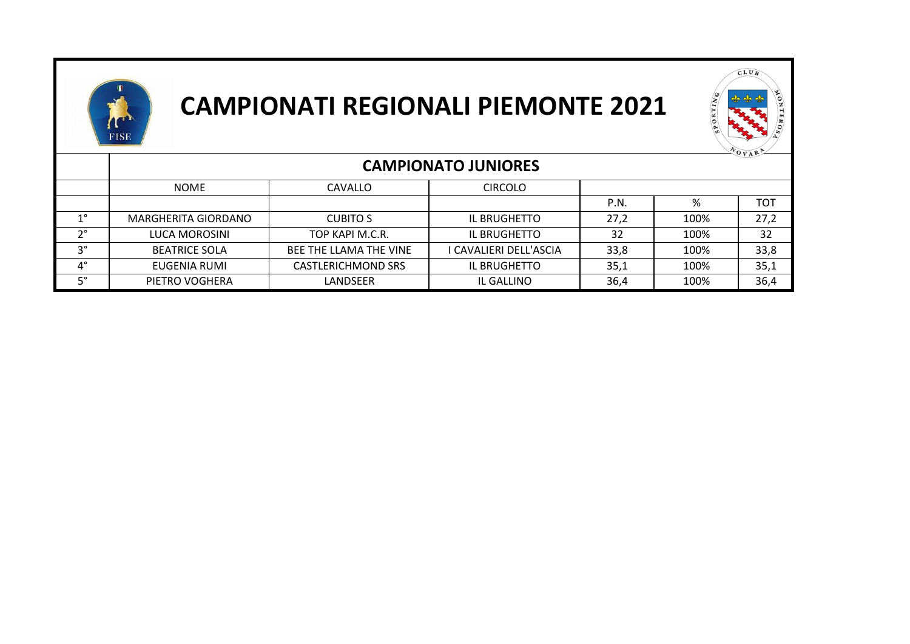# CAMPIONATI REGIONALI PIEMONTE 2021

## CAMPIONATO JUNIORES

| | NOME | CAVALLO | CIRCOLO | | | |
|---|---|---|---|---|---|---|
| | | | | P.N. | % | TOT |
| 1° | MARGHERITA GIORDANO | CUBITO S | IL BRUGHETTO | 27,2 | 100% | 27,2 |
| 2° | LUCA MOROSINI | TOP KAPI M.C.R. | IL BRUGHETTO | 32 | 100% | 32 |
| 3° | BEATRICE SOLA | BEE THE LLAMA THE VINE | I CAVALIERI DELL'ASCIA | 33,8 | 100% | 33,8 |
| 4° | EUGENIA RUMI | CASTLERICHMOND SRS | IL BRUGHETTO | 35,1 | 100% | 35,1 |
| 5° | PIETRO VOGHERA | LANDSEER | IL GALLINO | 36,4 | 100% | 36,4 |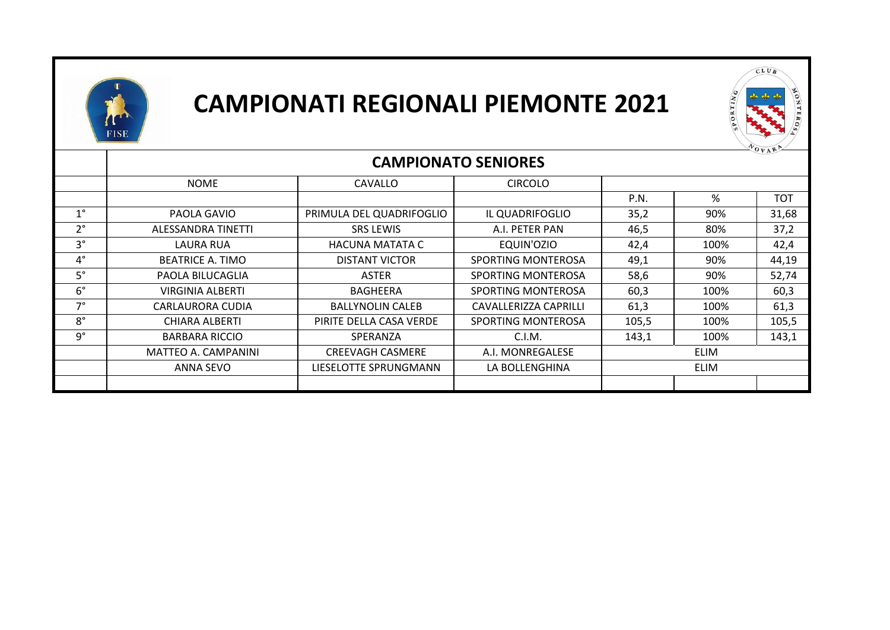# CAMPIONATI REGIONALI PIEMONTE 2021

## CAMPIONATO SENIORES

| | NOME | CAVALLO | CIRCOLO | | | |
|---|---|---|---|---|---|---|
| | | | | P.N. | % | TOT |
| 1° | PAOLA GAVIO | PRIMULA DEL QUADRIFOGLIO | IL QUADRIFOGLIO | 35,2 | 90% | 31,68 |
| 2° | ALESSANDRA TINETTI | SRS LEWIS | A.I. PETER PAN | 46,5 | 80% | 37,2 |
| 3° | LAURA RUA | HACUNA MATATA C | EQUIN'OZIO | 42,4 | 100% | 42,4 |
| 4° | BEATRICE A. TIMO | DISTANT VICTOR | SPORTING MONTEROSA | 49,1 | 90% | 44,19 |
| 5° | PAOLA BILUCAGLIA | ASTER | SPORTING MONTEROSA | 58,6 | 90% | 52,74 |
| 6° | VIRGINIA ALBERTI | BAGHEERA | SPORTING MONTEROSA | 60,3 | 100% | 60,3 |
| 7° | CARLAURORA CUDIA | BALLYNOLIN CALEB | CAVALLERIZZA CAPRILLI | 61,3 | 100% | 61,3 |
| 8° | CHIARA ALBERTI | PIRITE DELLA CASA VERDE | SPORTING MONTEROSA | 105,5 | 100% | 105,5 |
| 9° | BARBARA RICCIO | SPERANZA | C.I.M. | 143,1 | 100% | 143,1 |
| | MATTEO A. CAMPANINI | CREEVAGH CASMERE | A.I. MONREGALESE | | ELIM | |
| | ANNA SEVO | LIESELOTTE SPRUNGMANN | LA BOLLENGHINA | | ELIM | |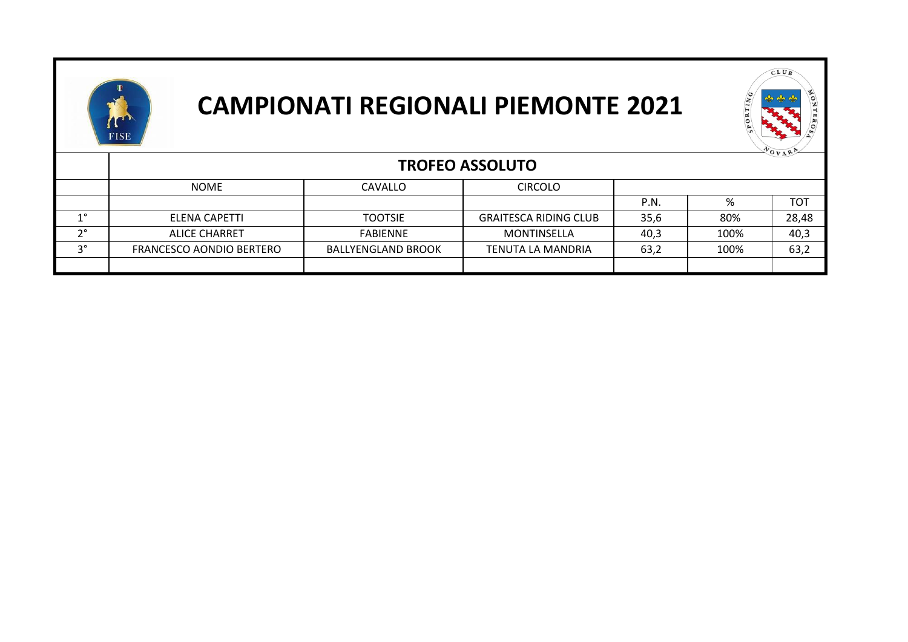# CAMPIONATI REGIONALI PIEMONTE 2021

## TROFEO ASSOLUTO

| | NOME | CAVALLO | CIRCOLO | | | |
|---|---|---|---|---|---|---|
| | | | | P.N. | % | TOT |
| 1° | ELENA CAPETTI | TOOTSIE | GRAITESCA RIDING CLUB | 35,6 | 80% | 28,48 |
| 2° | ALICE CHARRET | FABIENNE | MONTINSELLA | 40,3 | 100% | 40,3 |
| 3° | FRANCESCO AONDIO BERTERO | BALLYENGLAND BROOK | TENUTA LA MANDRIA | 63,2 | 100% | 63,2 |
| | | | | | | |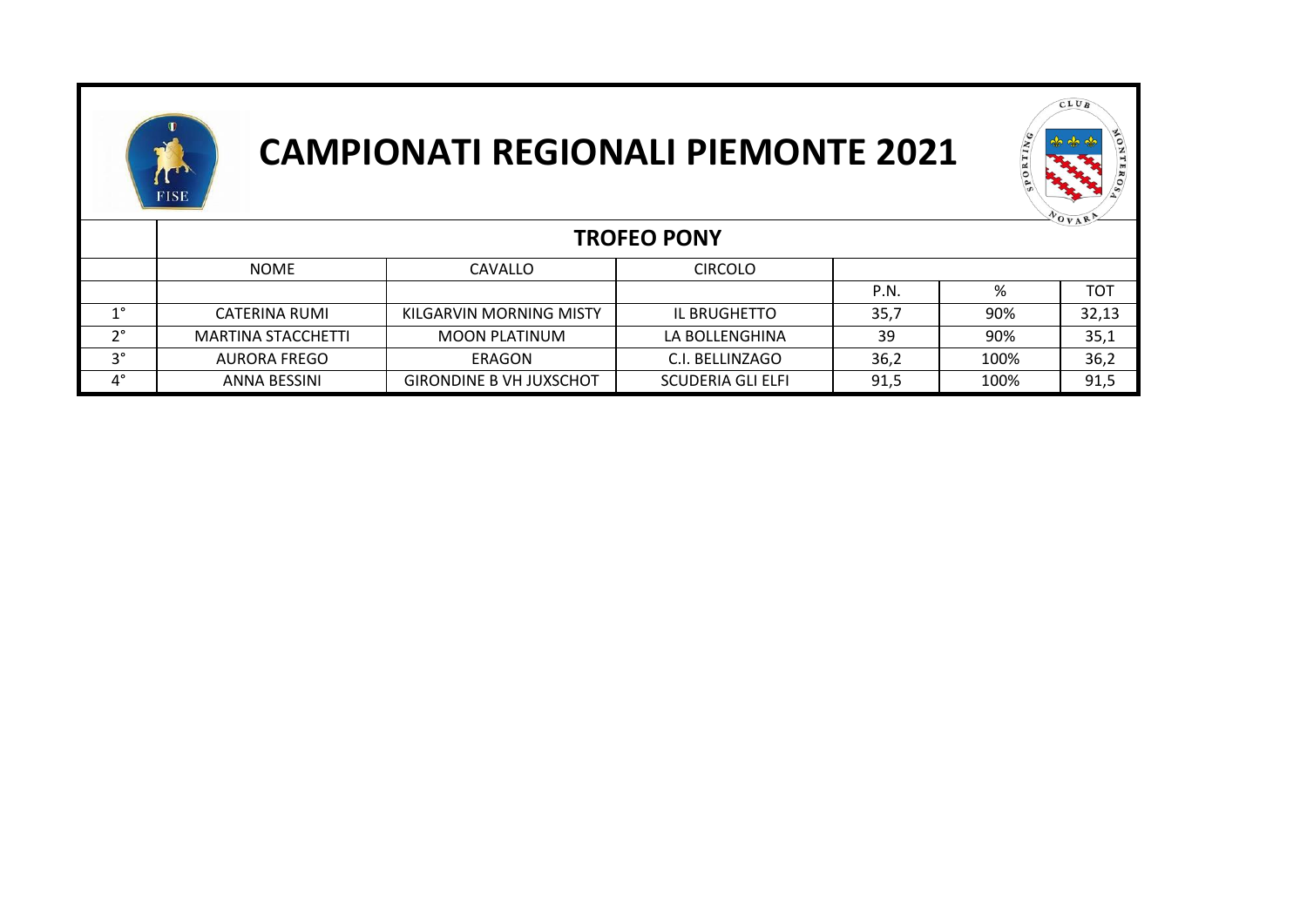# CAMPIONATI REGIONALI PIEMONTE 2021

## TROFEO PONY

| | NOME | CAVALLO | CIRCOLO | P.N. | % | TOT |
|---|---|---|---|---|---|---|
| 1° | CATERINA RUMI | KILGARVIN MORNING MISTY | IL BRUGHETTO | 35,7 | 90% | 32,13 |
| 2° | MARTINA STACCHETTI | MOON PLATINUM | LA BOLLENGHINA | 39 | 90% | 35,1 |
| 3° | AURORA FREGO | ERAGON | C.I. BELLINZAGO | 36,2 | 100% | 36,2 |
| 4° | ANNA BESSINI | GIRONDINE B VH JUXSCHOT | SCUDERIA GLI ELFI | 91,5 | 100% | 91,5 |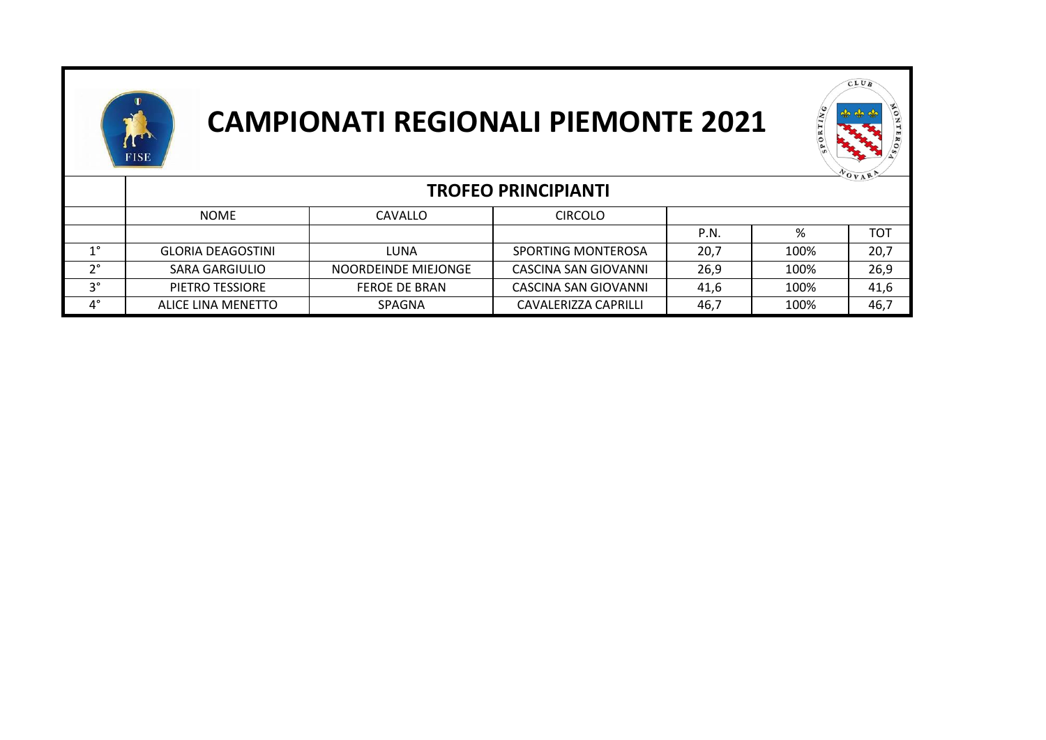# CAMPIONATI REGIONALI PIEMONTE 2021

## TROFEO PRINCIPIANTI

| | NOME | CAVALLO | CIRCOLO | | | |
|---|---|---|---|---|---|---|
| | | | | P.N. | % | TOT |
| 1° | GLORIA DEAGOSTINI | LUNA | SPORTING MONTEROSA | 20,7 | 100% | 20,7 |
| 2° | SARA GARGIULIO | NOORDEINDE MIEJONGE | CASCINA SAN GIOVANNI | 26,9 | 100% | 26,9 |
| 3° | PIETRO TESSIORE | FEROE DE BRAN | CASCINA SAN GIOVANNI | 41,6 | 100% | 41,6 |
| 4° | ALICE LINA MENETTO | SPAGNA | CAVALERIZZA CAPRILLI | 46,7 | 100% | 46,7 |